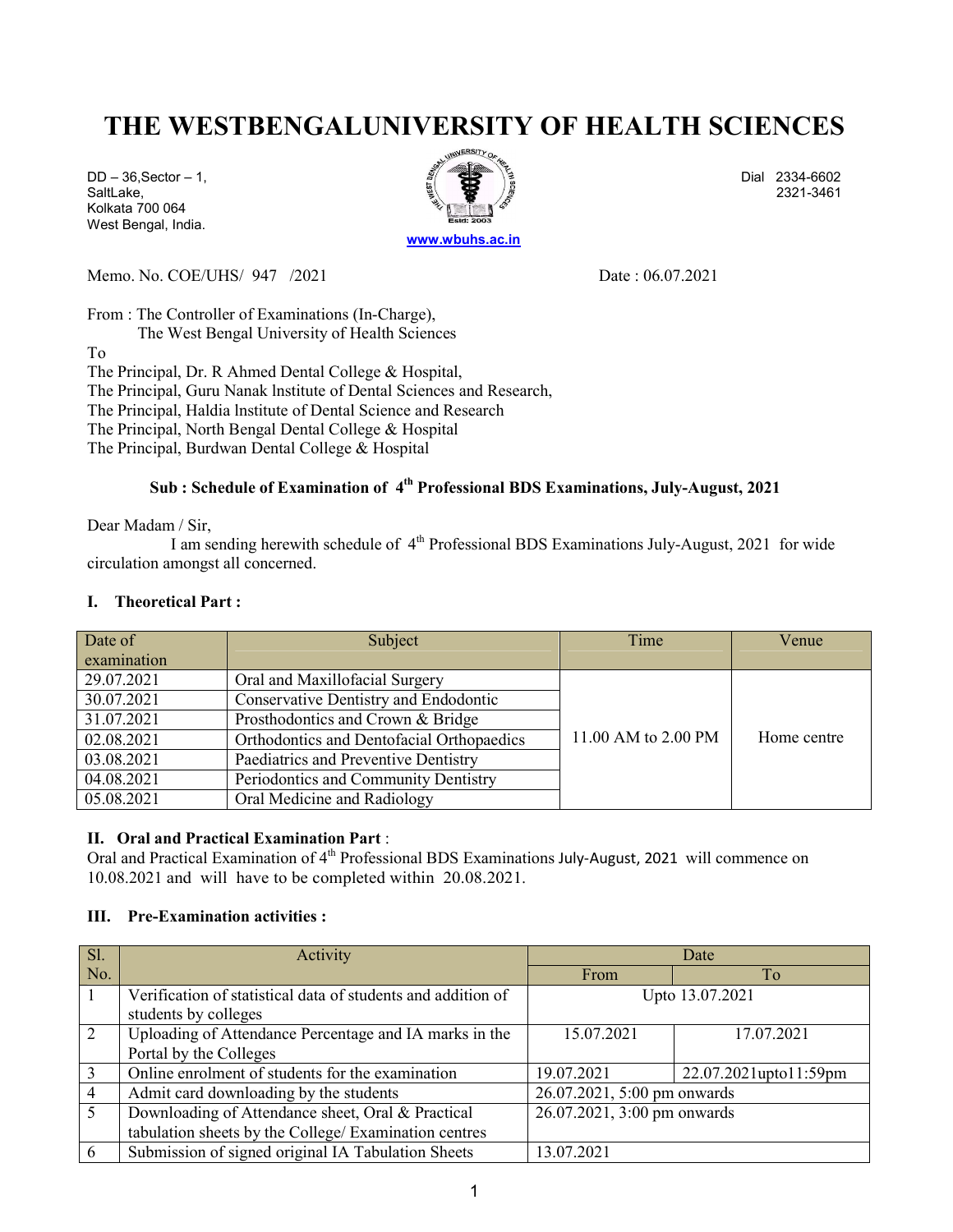# THE WESTBENGALUNIVERSITY OF HEALTH SCIENCES

DD – 36,Sector – 1,
SaltLake,
Kolkata 700 064
West Bengal, India.

Dial 2334-6602
2321-3461

www.wbuhs.ac.in

Memo. No. COE/UHS/ 947 /2021 Date : 06.07.2021

From : The Controller of Examinations (In-Charge),
The West Bengal University of Health Sciences

To
The Principal, Dr. R Ahmed Dental College & Hospital,
The Principal, Guru Nanak lnstitute of Dental Sciences and Research,
The Principal, Haldia lnstitute of Dental Science and Research
The Principal, North Bengal Dental College & Hospital
The Principal, Burdwan Dental College & Hospital

**Sub : Schedule of Examination of 4th Professional BDS Examinations, July-August, 2021**

Dear Madam / Sir,

I am sending herewith schedule of 4th Professional BDS Examinations July-August, 2021 for wide circulation amongst all concerned.

**I. Theoretical Part :**

| Date of examination | Subject | Time | Venue |
|---|---|---|---|
| 29.07.2021 | Oral and Maxillofacial Surgery | 11.00 AM to 2.00 PM | Home centre |
| 30.07.2021 | Conservative Dentistry and Endodontic | | |
| 31.07.2021 | Prosthodontics and Crown & Bridge | | |
| 02.08.2021 | Orthodontics and Dentofacial Orthopaedics | | |
| 03.08.2021 | Paediatrics and Preventive Dentistry | | |
| 04.08.2021 | Periodontics and Community Dentistry | | |
| 05.08.2021 | Oral Medicine and Radiology | | |

**II. Oral and Practical Examination Part** :

Oral and Practical Examination of 4th Professional BDS Examinations July-August, 2021 will commence on 10.08.2021 and will have to be completed within 20.08.2021.

**III. Pre-Examination activities :**

| Sl. No. | Activity | Date | |
|---|---|---|---|
| | | From | To |
| 1 | Verification of statistical data of students and addition of students by colleges | Upto 13.07.2021 | |
| 2 | Uploading of Attendance Percentage and IA marks in the Portal by the Colleges | 15.07.2021 | 17.07.2021 |
| 3 | Online enrolment of students for the examination | 19.07.2021 | 22.07.2021upto11:59pm |
| 4 | Admit card downloading by the students | 26.07.2021, 5:00 pm onwards | |
| 5 | Downloading of Attendance sheet, Oral & Practical tabulation sheets by the College/ Examination centres | 26.07.2021, 3:00 pm onwards | |
| 6 | Submission of signed original IA Tabulation Sheets | 13.07.2021 | |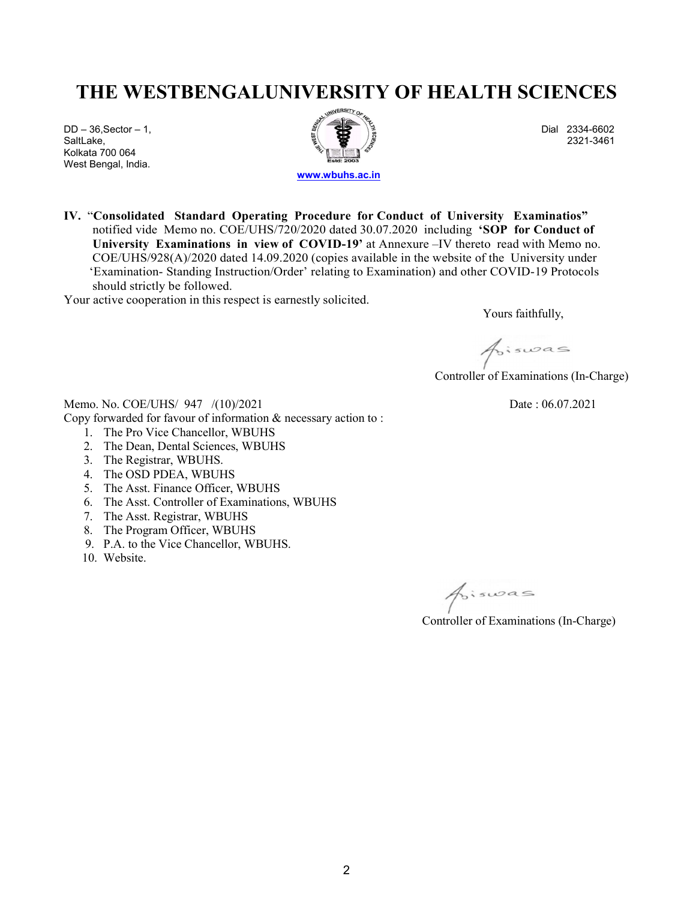# THE WESTBENGALUNIVERSITY OF HEALTH SCIENCES

DD – 36,Sector – 1,
SaltLake,
Kolkata 700 064
West Bengal, India.

www.wbuhs.ac.in

Dial 2334-6602
2321-3461

**IV.** "**Consolidated Standard Operating Procedure for Conduct of University Examinatios"** notified vide Memo no. COE/UHS/720/2020 dated 30.07.2020 including **'SOP for Conduct of University Examinations in view of COVID-19'** at Annexure –IV thereto read with Memo no. COE/UHS/928(A)/2020 dated 14.09.2020 (copies available in the website of the University under 'Examination- Standing Instruction/Order' relating to Examination) and other COVID-19 Protocols should strictly be followed.

Your active cooperation in this respect is earnestly solicited.

Yours faithfully,

Biswas

Controller of Examinations (In-Charge)

Memo. No. COE/UHS/ 947 /(10)/2021 Date : 06.07.2021

Copy forwarded for favour of information & necessary action to :

1. The Pro Vice Chancellor, WBUHS
2. The Dean, Dental Sciences, WBUHS
3. The Registrar, WBUHS.
4. The OSD PDEA, WBUHS
5. The Asst. Finance Officer, WBUHS
6. The Asst. Controller of Examinations, WBUHS
7. The Asst. Registrar, WBUHS
8. The Program Officer, WBUHS
9. P.A. to the Vice Chancellor, WBUHS.
10. Website.

Biswas

Controller of Examinations (In-Charge)